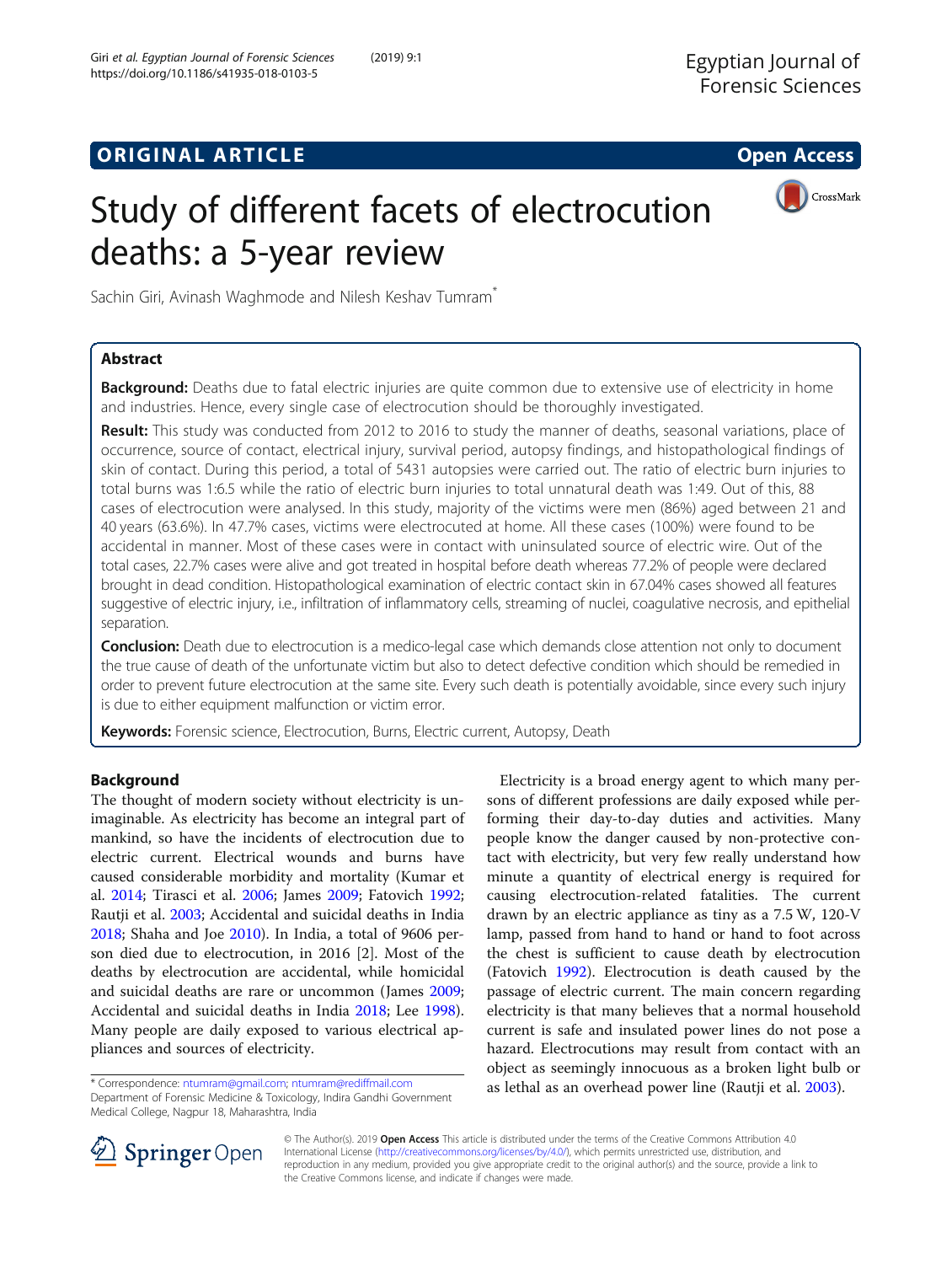ORIGINAL ARTICLE

Open Access

# Study of different facets of electrocution deaths: a 5-year review

Sachin Giri, Avinash Waghmode and Nilesh Keshav Tumram*

## Abstract

**Background:** Deaths due to fatal electric injuries are quite common due to extensive use of electricity in home and industries. Hence, every single case of electrocution should be thoroughly investigated.

**Result:** This study was conducted from 2012 to 2016 to study the manner of deaths, seasonal variations, place of occurrence, source of contact, electrical injury, survival period, autopsy findings, and histopathological findings of skin of contact. During this period, a total of 5431 autopsies were carried out. The ratio of electric burn injuries to total burns was 1:6.5 while the ratio of electric burn injuries to total unnatural death was 1:49. Out of this, 88 cases of electrocution were analysed. In this study, majority of the victims were men (86%) aged between 21 and 40 years (63.6%). In 47.7% cases, victims were electrocuted at home. All these cases (100%) were found to be accidental in manner. Most of these cases were in contact with uninsulated source of electric wire. Out of the total cases, 22.7% cases were alive and got treated in hospital before death whereas 77.2% of people were declared brought in dead condition. Histopathological examination of electric contact skin in 67.04% cases showed all features suggestive of electric injury, i.e., infiltration of inflammatory cells, streaming of nuclei, coagulative necrosis, and epithelial separation.

**Conclusion:** Death due to electrocution is a medico-legal case which demands close attention not only to document the true cause of death of the unfortunate victim but also to detect defective condition which should be remedied in order to prevent future electrocution at the same site. Every such death is potentially avoidable, since every such injury is due to either equipment malfunction or victim error.

**Keywords:** Forensic science, Electrocution, Burns, Electric current, Autopsy, Death

## Background

The thought of modern society without electricity is unimaginable. As electricity has become an integral part of mankind, so have the incidents of electrocution due to electric current. Electrical wounds and burns have caused considerable morbidity and mortality (Kumar et al. 2014; Tirasci et al. 2006; James 2009; Fatovich 1992; Rautji et al. 2003; Accidental and suicidal deaths in India 2018; Shaha and Joe 2010). In India, a total of 9606 person died due to electrocution, in 2016 [2]. Most of the deaths by electrocution are accidental, while homicidal and suicidal deaths are rare or uncommon (James 2009; Accidental and suicidal deaths in India 2018; Lee 1998). Many people are daily exposed to various electrical appliances and sources of electricity.

Electricity is a broad energy agent to which many persons of different professions are daily exposed while performing their day-to-day duties and activities. Many people know the danger caused by non-protective contact with electricity, but very few really understand how minute a quantity of electrical energy is required for causing electrocution-related fatalities. The current drawn by an electric appliance as tiny as a 7.5 W, 120-V lamp, passed from hand to hand or hand to foot across the chest is sufficient to cause death by electrocution (Fatovich 1992). Electrocution is death caused by the passage of electric current. The main concern regarding electricity is that many believes that a normal household current is safe and insulated power lines do not pose a hazard. Electrocutions may result from contact with an object as seemingly innocuous as a broken light bulb or as lethal as an overhead power line (Rautji et al. 2003).

* Correspondence: ntumram@gmail.com; ntumram@rediffmail.com
Department of Forensic Medicine & Toxicology, Indira Gandhi Government Medical College, Nagpur 18, Maharashtra, India

© The Author(s). 2019 **Open Access** This article is distributed under the terms of the Creative Commons Attribution 4.0 International License (http://creativecommons.org/licenses/by/4.0/), which permits unrestricted use, distribution, and reproduction in any medium, provided you give appropriate credit to the original author(s) and the source, provide a link to the Creative Commons license, and indicate if changes were made.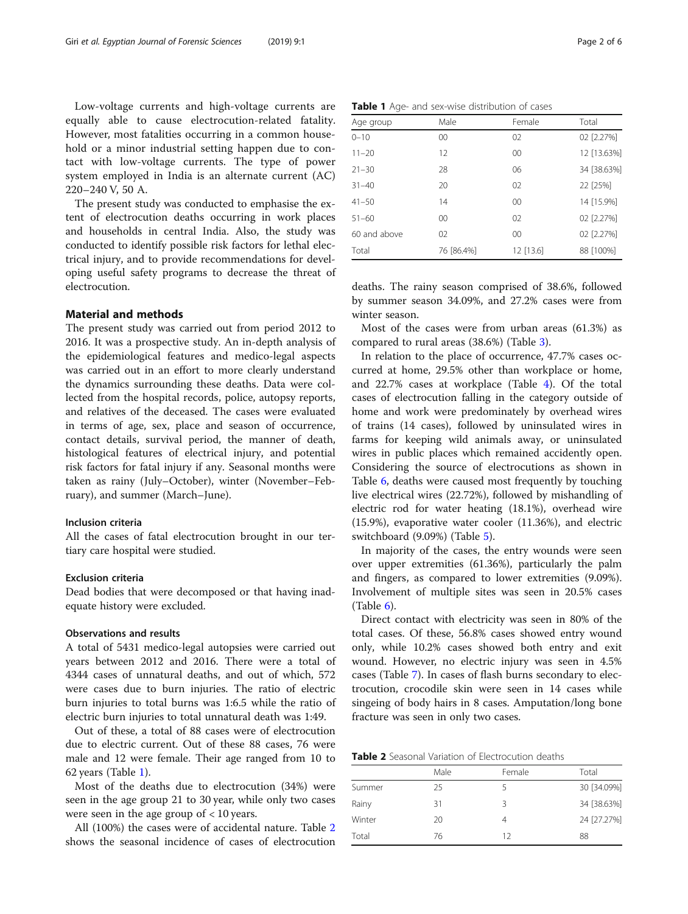Low-voltage currents and high-voltage currents are equally able to cause electrocution-related fatality. However, most fatalities occurring in a common household or a minor industrial setting happen due to contact with low-voltage currents. The type of power system employed in India is an alternate current (AC) 220–240 V, 50 A.

The present study was conducted to emphasise the extent of electrocution deaths occurring in work places and households in central India. Also, the study was conducted to identify possible risk factors for lethal electrical injury, and to provide recommendations for developing useful safety programs to decrease the threat of electrocution.

## Material and methods

The present study was carried out from period 2012 to 2016. It was a prospective study. An in-depth analysis of the epidemiological features and medico-legal aspects was carried out in an effort to more clearly understand the dynamics surrounding these deaths. Data were collected from the hospital records, police, autopsy reports, and relatives of the deceased. The cases were evaluated in terms of age, sex, place and season of occurrence, contact details, survival period, the manner of death, histological features of electrical injury, and potential risk factors for fatal injury if any. Seasonal months were taken as rainy (July–October), winter (November–February), and summer (March–June).

### Inclusion criteria

All the cases of fatal electrocution brought in our tertiary care hospital were studied.

### Exclusion criteria

Dead bodies that were decomposed or that having inadequate history were excluded.

### Observations and results

A total of 5431 medico-legal autopsies were carried out years between 2012 and 2016. There were a total of 4344 cases of unnatural deaths, and out of which, 572 were cases due to burn injuries. The ratio of electric burn injuries to total burns was 1:6.5 while the ratio of electric burn injuries to total unnatural death was 1:49.

Out of these, a total of 88 cases were of electrocution due to electric current. Out of these 88 cases, 76 were male and 12 were female. Their age ranged from 10 to 62 years (Table 1).

Most of the deaths due to electrocution (34%) were seen in the age group 21 to 30 year, while only two cases were seen in the age group of < 10 years.

All (100%) the cases were of accidental nature. Table 2 shows the seasonal incidence of cases of electrocution deaths. The rainy season comprised of 38.6%, followed by summer season 34.09%, and 27.2% cases were from winter season.

Most of the cases were from urban areas (61.3%) as compared to rural areas (38.6%) (Table 3).

In relation to the place of occurrence, 47.7% cases occurred at home, 29.5% other than workplace or home, and 22.7% cases at workplace (Table 4). Of the total cases of electrocution falling in the category outside of home and work were predominately by overhead wires of trains (14 cases), followed by uninsulated wires in farms for keeping wild animals away, or uninsulated wires in public places which remained accidently open. Considering the source of electrocutions as shown in Table 6, deaths were caused most frequently by touching live electrical wires (22.72%), followed by mishandling of electric rod for water heating (18.1%), overhead wire (15.9%), evaporative water cooler (11.36%), and electric switchboard (9.09%) (Table 5).

In majority of the cases, the entry wounds were seen over upper extremities (61.36%), particularly the palm and fingers, as compared to lower extremities (9.09%). Involvement of multiple sites was seen in 20.5% cases (Table 6).

Direct contact with electricity was seen in 80% of the total cases. Of these, 56.8% cases showed entry wound only, while 10.2% cases showed both entry and exit wound. However, no electric injury was seen in 4.5% cases (Table 7). In cases of flash burns secondary to electrocution, crocodile skin were seen in 14 cases while singeing of body hairs in 8 cases. Amputation/long bone fracture was seen in only two cases.

**Table 1** Age- and sex-wise distribution of cases

| Age group | Male | Female | Total |
|---|---|---|---|
| 0–10 | 00 | 02 | 02 [2.27%] |
| 11–20 | 12 | 00 | 12 [13.63%] |
| 21–30 | 28 | 06 | 34 [38.63%] |
| 31–40 | 20 | 02 | 22 [25%] |
| 41–50 | 14 | 00 | 14 [15.9%] |
| 51–60 | 00 | 02 | 02 [2.27%] |
| 60 and above | 02 | 00 | 02 [2.27%] |
| Total | 76 [86.4%] | 12 [13.6] | 88 [100%] |

**Table 2** Seasonal Variation of Electrocution deaths

| | Male | Female | Total |
|---|---|---|---|
| Summer | 25 | 5 | 30 [34.09%] |
| Rainy | 31 | 3 | 34 [38.63%] |
| Winter | 20 | 4 | 24 [27.27%] |
| Total | 76 | 12 | 88 |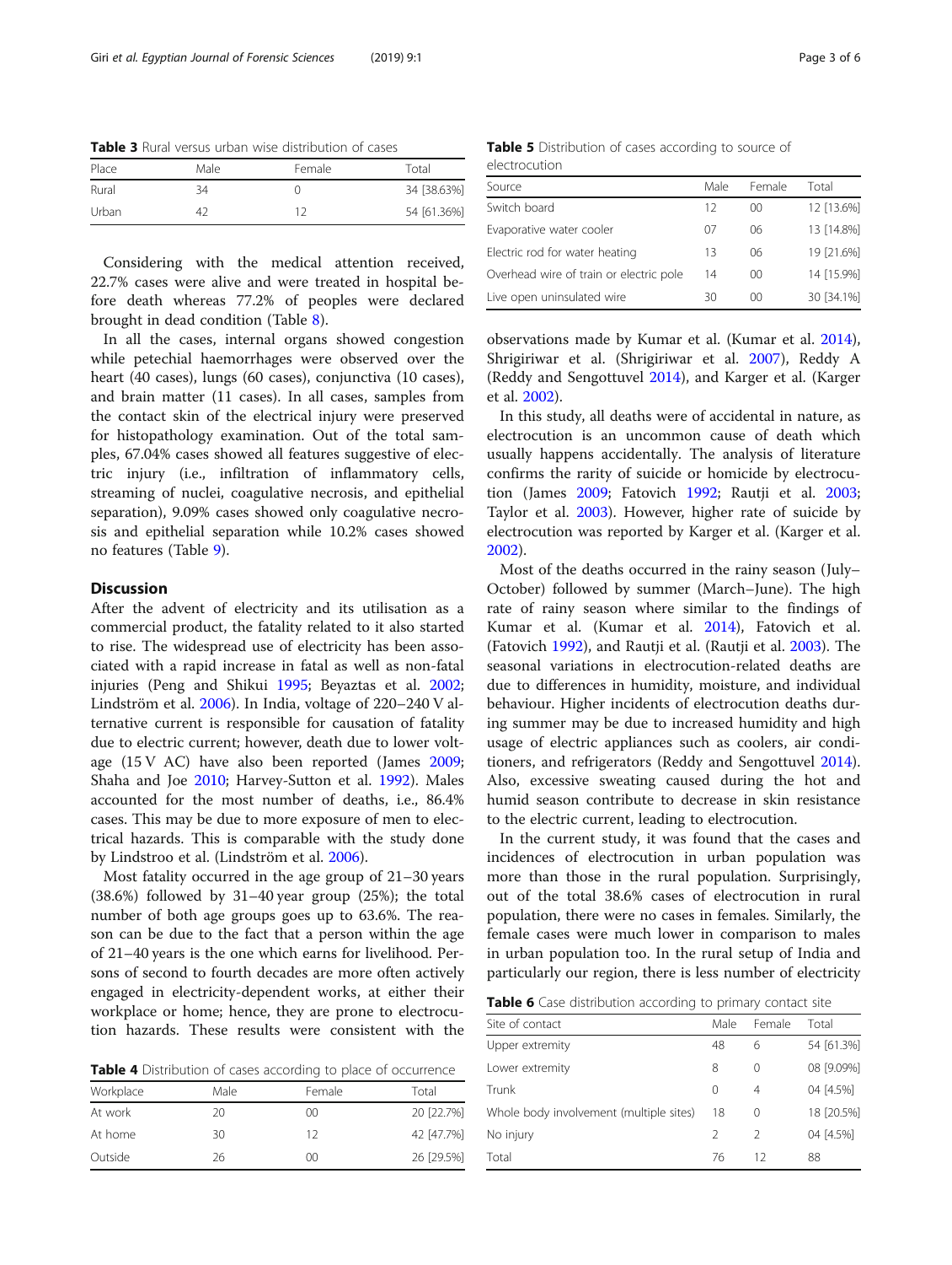**Table 3** Rural versus urban wise distribution of cases

| Place | Male | Female | Total |
|---|---|---|---|
| Rural | 34 | 0 | 34 [38.63%] |
| Urban | 42 | 12 | 54 [61.36%] |

Considering with the medical attention received, 22.7% cases were alive and were treated in hospital before death whereas 77.2% of peoples were declared brought in dead condition (Table 8).

In all the cases, internal organs showed congestion while petechial haemorrhages were observed over the heart (40 cases), lungs (60 cases), conjunctiva (10 cases), and brain matter (11 cases). In all cases, samples from the contact skin of the electrical injury were preserved for histopathology examination. Out of the total samples, 67.04% cases showed all features suggestive of electric injury (i.e., infiltration of inflammatory cells, streaming of nuclei, coagulative necrosis, and epithelial separation), 9.09% cases showed only coagulative necrosis and epithelial separation while 10.2% cases showed no features (Table 9).

## Discussion

After the advent of electricity and its utilisation as a commercial product, the fatality related to it also started to rise. The widespread use of electricity has been associated with a rapid increase in fatal as well as non-fatal injuries (Peng and Shikui 1995; Beyaztas et al. 2002; Lindström et al. 2006). In India, voltage of 220–240 V alternative current is responsible for causation of fatality due to electric current; however, death due to lower voltage (15 V AC) have also been reported (James 2009; Shaha and Joe 2010; Harvey-Sutton et al. 1992). Males accounted for the most number of deaths, i.e., 86.4% cases. This may be due to more exposure of men to electrical hazards. This is comparable with the study done by Lindstroo et al. (Lindström et al. 2006).

Most fatality occurred in the age group of 21–30 years (38.6%) followed by 31–40 year group (25%); the total number of both age groups goes up to 63.6%. The reason can be due to the fact that a person within the age of 21–40 years is the one which earns for livelihood. Persons of second to fourth decades are more often actively engaged in electricity-dependent works, at either their workplace or home; hence, they are prone to electrocution hazards. These results were consistent with the observations made by Kumar et al. (Kumar et al. 2014), Shrigiriwar et al. (Shrigiriwar et al. 2007), Reddy A (Reddy and Sengottuvel 2014), and Karger et al. (Karger et al. 2002).

**Table 4** Distribution of cases according to place of occurrence

| Workplace | Male | Female | Total |
|---|---|---|---|
| At work | 20 | 00 | 20 [22.7%] |
| At home | 30 | 12 | 42 [47.7%] |
| Outside | 26 | 00 | 26 [29.5%] |

**Table 5** Distribution of cases according to source of electrocution

| Source | Male | Female | Total |
|---|---|---|---|
| Switch board | 12 | 00 | 12 [13.6%] |
| Evaporative water cooler | 07 | 06 | 13 [14.8%] |
| Electric rod for water heating | 13 | 06 | 19 [21.6%] |
| Overhead wire of train or electric pole | 14 | 00 | 14 [15.9%] |
| Live open uninsulated wire | 30 | 00 | 30 [34.1%] |

In this study, all deaths were of accidental in nature, as electrocution is an uncommon cause of death which usually happens accidentally. The analysis of literature confirms the rarity of suicide or homicide by electrocution (James 2009; Fatovich 1992; Rautji et al. 2003; Taylor et al. 2003). However, higher rate of suicide by electrocution was reported by Karger et al. (Karger et al. 2002).

Most of the deaths occurred in the rainy season (July–October) followed by summer (March–June). The high rate of rainy season where similar to the findings of Kumar et al. (Kumar et al. 2014), Fatovich et al. (Fatovich 1992), and Rautji et al. (Rautji et al. 2003). The seasonal variations in electrocution-related deaths are due to differences in humidity, moisture, and individual behaviour. Higher incidents of electrocution deaths during summer may be due to increased humidity and high usage of electric appliances such as coolers, air conditioners, and refrigerators (Reddy and Sengottuvel 2014). Also, excessive sweating caused during the hot and humid season contribute to decrease in skin resistance to the electric current, leading to electrocution.

In the current study, it was found that the cases and incidences of electrocution in urban population was more than those in the rural population. Surprisingly, out of the total 38.6% cases of electrocution in rural population, there were no cases in females. Similarly, the female cases were much lower in comparison to males in urban population too. In the rural setup of India and particularly our region, there is less number of electricity

**Table 6** Case distribution according to primary contact site

| Site of contact | Male | Female | Total |
|---|---|---|---|
| Upper extremity | 48 | 6 | 54 [61.3%] |
| Lower extremity | 8 | 0 | 08 [9.09%] |
| Trunk | 0 | 4 | 04 [4.5%] |
| Whole body involvement (multiple sites) | 18 | 0 | 18 [20.5%] |
| No injury | 2 | 2 | 04 [4.5%] |
| Total | 76 | 12 | 88 |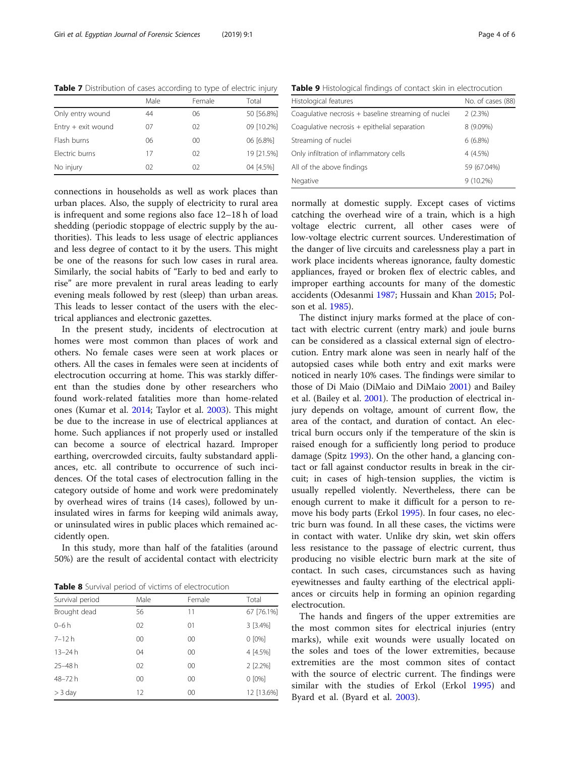**Table 7** Distribution of cases according to type of electric injury

| | Male | Female | Total |
|---|---|---|---|
| Only entry wound | 44 | 06 | 50 [56.8%] |
| Entry + exit wound | 07 | 02 | 09 [10.2%] |
| Flash burns | 06 | 00 | 06 [6.8%] |
| Electric burns | 17 | 02 | 19 [21.5%] |
| No injury | 02 | 02 | 04 [4.5%] |

connections in households as well as work places than urban places. Also, the supply of electricity to rural area is infrequent and some regions also face 12–18 h of load shedding (periodic stoppage of electric supply by the authorities). This leads to less usage of electric appliances and less degree of contact to it by the users. This might be one of the reasons for such low cases in rural area. Similarly, the social habits of "Early to bed and early to rise" are more prevalent in rural areas leading to early evening meals followed by rest (sleep) than urban areas. This leads to lesser contact of the users with the electrical appliances and electronic gazettes.

In the present study, incidents of electrocution at homes were most common than places of work and others. No female cases were seen at work places or others. All the cases in females were seen at incidents of electrocution occurring at home. This was starkly different than the studies done by other researchers who found work-related fatalities more than home-related ones (Kumar et al. 2014; Taylor et al. 2003). This might be due to the increase in use of electrical appliances at home. Such appliances if not properly used or installed can become a source of electrical hazard. Improper earthing, overcrowded circuits, faulty substandard appliances, etc. all contribute to occurrence of such incidences. Of the total cases of electrocution falling in the category outside of home and work were predominately by overhead wires of trains (14 cases), followed by uninsulated wires in farms for keeping wild animals away, or uninsulated wires in public places which remained accidently open.

In this study, more than half of the fatalities (around 50%) are the result of accidental contact with electricity

**Table 8** Survival period of victims of electrocution

| Survival period | Male | Female | Total |
|---|---|---|---|
| Brought dead | 56 | 11 | 67 [76.1%] |
| 0–6 h | 02 | 01 | 3 [3.4%] |
| 7–12 h | 00 | 00 | 0 [0%] |
| 13–24 h | 04 | 00 | 4 [4.5%] |
| 25–48 h | 02 | 00 | 2 [2.2%] |
| 48–72 h | 00 | 00 | 0 [0%] |
| > 3 day | 12 | 00 | 12 [13.6%] |

**Table 9** Histological findings of contact skin in electrocution

| Histological features | No. of cases (88) |
|---|---|
| Coagulative necrosis + baseline streaming of nuclei | 2 (2.3%) |
| Coagulative necrosis + epithelial separation | 8 (9.09%) |
| Streaming of nuclei | 6 (6.8%) |
| Only infiltration of inflammatory cells | 4 (4.5%) |
| All of the above findings | 59 (67.04%) |
| Negative | 9 (10.2%) |

normally at domestic supply. Except cases of victims catching the overhead wire of a train, which is a high voltage electric current, all other cases were of low-voltage electric current sources. Underestimation of the danger of live circuits and carelessness play a part in work place incidents whereas ignorance, faulty domestic appliances, frayed or broken flex of electric cables, and improper earthing accounts for many of the domestic accidents (Odesanmi 1987; Hussain and Khan 2015; Polson et al. 1985).

The distinct injury marks formed at the place of contact with electric current (entry mark) and joule burns can be considered as a classical external sign of electrocution. Entry mark alone was seen in nearly half of the autopsied cases while both entry and exit marks were noticed in nearly 10% cases. The findings were similar to those of Di Maio (DiMaio and DiMaio 2001) and Bailey et al. (Bailey et al. 2001). The production of electrical injury depends on voltage, amount of current flow, the area of the contact, and duration of contact. An electrical burn occurs only if the temperature of the skin is raised enough for a sufficiently long period to produce damage (Spitz 1993). On the other hand, a glancing contact or fall against conductor results in break in the circuit; in cases of high-tension supplies, the victim is usually repelled violently. Nevertheless, there can be enough current to make it difficult for a person to remove his body parts (Erkol 1995). In four cases, no electric burn was found. In all these cases, the victims were in contact with water. Unlike dry skin, wet skin offers less resistance to the passage of electric current, thus producing no visible electric burn mark at the site of contact. In such cases, circumstances such as having eyewitnesses and faulty earthing of the electrical appliances or circuits help in forming an opinion regarding electrocution.

The hands and fingers of the upper extremities are the most common sites for electrical injuries (entry marks), while exit wounds were usually located on the soles and toes of the lower extremities, because extremities are the most common sites of contact with the source of electric current. The findings were similar with the studies of Erkol (Erkol 1995) and Byard et al. (Byard et al. 2003).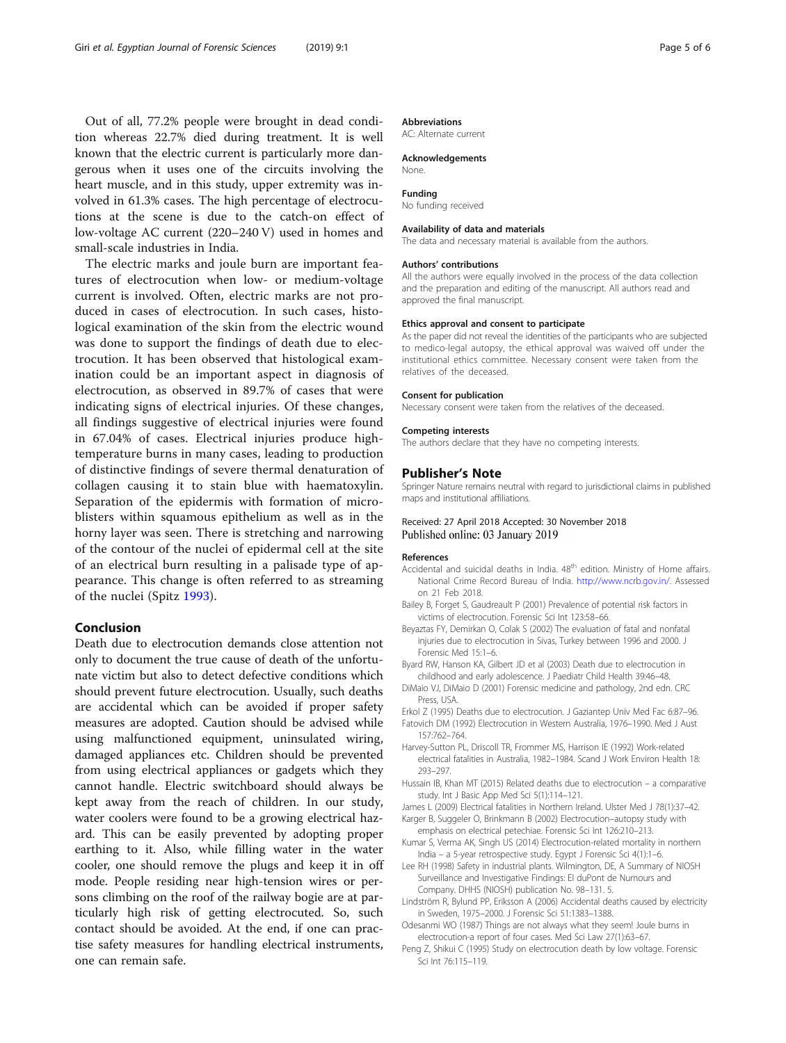Out of all, 77.2% people were brought in dead condition whereas 22.7% died during treatment. It is well known that the electric current is particularly more dangerous when it uses one of the circuits involving the heart muscle, and in this study, upper extremity was involved in 61.3% cases. The high percentage of electrocutions at the scene is due to the catch-on effect of low-voltage AC current (220–240 V) used in homes and small-scale industries in India.

The electric marks and joule burn are important features of electrocution when low- or medium-voltage current is involved. Often, electric marks are not produced in cases of electrocution. In such cases, histological examination of the skin from the electric wound was done to support the findings of death due to electrocution. It has been observed that histological examination could be an important aspect in diagnosis of electrocution, as observed in 89.7% of cases that were indicating signs of electrical injuries. Of these changes, all findings suggestive of electrical injuries were found in 67.04% of cases. Electrical injuries produce high-temperature burns in many cases, leading to production of distinctive findings of severe thermal denaturation of collagen causing it to stain blue with haematoxylin. Separation of the epidermis with formation of micro-blisters within squamous epithelium as well as in the horny layer was seen. There is stretching and narrowing of the contour of the nuclei of epidermal cell at the site of an electrical burn resulting in a palisade type of appearance. This change is often referred to as streaming of the nuclei (Spitz 1993).

## Conclusion

Death due to electrocution demands close attention not only to document the true cause of death of the unfortunate victim but also to detect defective conditions which should prevent future electrocution. Usually, such deaths are accidental which can be avoided if proper safety measures are adopted. Caution should be advised while using malfunctioned equipment, uninsulated wiring, damaged appliances etc. Children should be prevented from using electrical appliances or gadgets which they cannot handle. Electric switchboard should always be kept away from the reach of children. In our study, water coolers were found to be a growing electrical hazard. This can be easily prevented by adopting proper earthing to it. Also, while filling water in the water cooler, one should remove the plugs and keep it in off mode. People residing near high-tension wires or persons climbing on the roof of the railway bogie are at particularly high risk of getting electrocuted. So, such contact should be avoided. At the end, if one can practise safety measures for handling electrical instruments, one can remain safe.

#### Abbreviations
AC: Alternate current

#### Acknowledgements
None.

#### Funding
No funding received

#### Availability of data and materials
The data and necessary material is available from the authors.

#### Authors' contributions
All the authors were equally involved in the process of the data collection and the preparation and editing of the manuscript. All authors read and approved the final manuscript.

#### Ethics approval and consent to participate
As the paper did not reveal the identities of the participants who are subjected to medico-legal autopsy, the ethical approval was waived off under the institutional ethics committee. Necessary consent were taken from the relatives of the deceased.

#### Consent for publication
Necessary consent were taken from the relatives of the deceased.

#### Competing interests
The authors declare that they have no competing interests.

### Publisher's Note
Springer Nature remains neutral with regard to jurisdictional claims in published maps and institutional affiliations.

Received: 27 April 2018 Accepted: 30 November 2018
Published online: 03 January 2019

#### References

- Accidental and suicidal deaths in India. 48th edition. Ministry of Home affairs. National Crime Record Bureau of India. http://www.ncrb.gov.in/. Assessed on 21 Feb 2018.
- Bailey B, Forget S, Gaudreault P (2001) Prevalence of potential risk factors in victims of electrocution. Forensic Sci Int 123:58–66.
- Beyaztas FY, Demirkan O, Colak S (2002) The evaluation of fatal and nonfatal injuries due to electrocution in Sivas, Turkey between 1996 and 2000. J Forensic Med 15:1–6.
- Byard RW, Hanson KA, Gilbert JD et al (2003) Death due to electrocution in childhood and early adolescence. J Paediatr Child Health 39:46–48.
- DiMaio VJ, DiMaio D (2001) Forensic medicine and pathology, 2nd edn. CRC Press, USA.
- Erkol Z (1995) Deaths due to electrocution. J Gaziantep Univ Med Fac 6:87–96.
- Fatovich DM (1992) Electrocution in Western Australia, 1976–1990. Med J Aust 157:762–764.
- Harvey-Sutton PL, Driscoll TR, Frommer MS, Harrison IE (1992) Work-related electrical fatalities in Australia, 1982–1984. Scand J Work Environ Health 18: 293–297.
- Hussain IB, Khan MT (2015) Related deaths due to electrocution – a comparative study. Int J Basic App Med Sci 5(1):114–121.
- James L (2009) Electrical fatalities in Northern Ireland. Ulster Med J 78(1):37–42.
- Karger B, Suggeler O, Brinkmann B (2002) Electrocution–autopsy study with emphasis on electrical petechiae. Forensic Sci Int 126:210–213.
- Kumar S, Verma AK, Singh US (2014) Electrocution-related mortality in northern India – a 5-year retrospective study. Egypt J Forensic Sci 4(1):1–6.
- Lee RH (1998) Safety in industrial plants. Wilmington, DE, A Summary of NIOSH Surveillance and Investigative Findings: EI duPont de Numours and Company. DHHS (NIOSH) publication No. 98–131. 5.
- Lindström R, Bylund PP, Eriksson A (2006) Accidental deaths caused by electricity in Sweden, 1975–2000. J Forensic Sci 51:1383–1388.
- Odesanmi WO (1987) Things are not always what they seem! Joule burns in electrocution-a report of four cases. Med Sci Law 27(1):63–67.
- Peng Z, Shikui C (1995) Study on electrocution death by low voltage. Forensic Sci Int 76:115–119.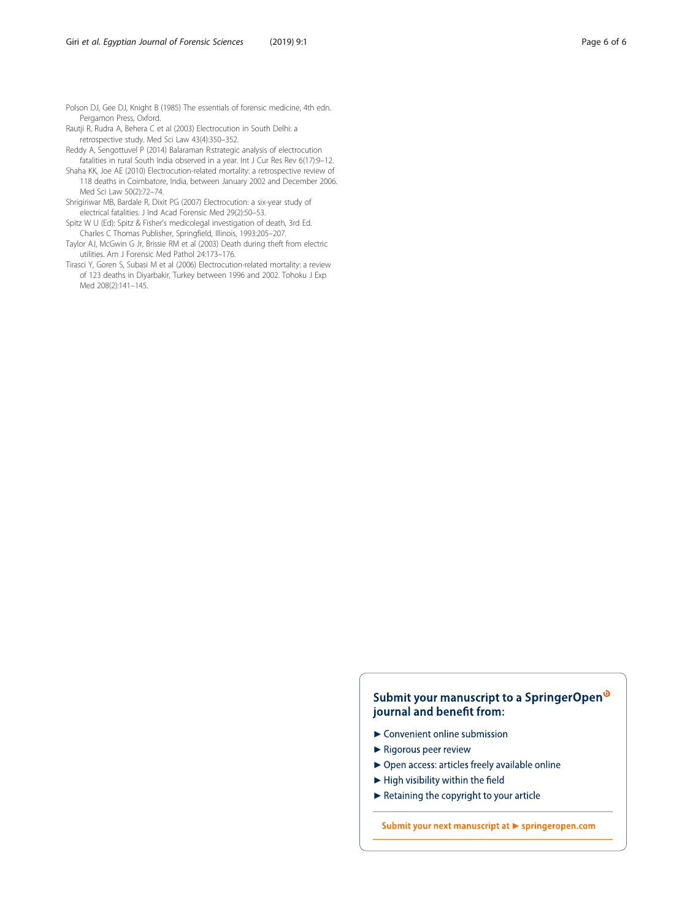Polson DJ, Gee DJ, Knight B (1985) The essentials of forensic medicine, 4th edn. Pergamon Press, Oxford.

Rautji R, Rudra A, Behera C et al (2003) Electrocution in South Delhi: a retrospective study. Med Sci Law 43(4):350–352.

Reddy A, Sengottuvel P (2014) Balaraman R:strategic analysis of electrocution fatalities in rural South India observed in a year. Int J Cur Res Rev 6(17):9–12.

Shaha KK, Joe AE (2010) Electrocution-related mortality: a retrospective review of 118 deaths in Coimbatore, India, between January 2002 and December 2006. Med Sci Law 50(2):72–74.

Shrigiriwar MB, Bardale R, Dixit PG (2007) Electrocution: a six-year study of electrical fatalities. J Ind Acad Forensic Med 29(2):50–53.

Spitz W U (Ed): Spitz & Fisher's medicolegal investigation of death, 3rd Ed. Charles C Thomas Publisher, Springfield, Illinois, 1993:205–207.

Taylor AJ, McGwin G Jr, Brissie RM et al (2003) Death during theft from electric utilities. Am J Forensic Med Pathol 24:173–176.

Tirasci Y, Goren S, Subasi M et al (2006) Electrocution-related mortality: a review of 123 deaths in Diyarbakir, Turkey between 1996 and 2002. Tohoku J Exp Med 208(2):141–145.

**Submit your manuscript to a SpringerOpen journal and benefit from:**

- ► Convenient online submission
- ► Rigorous peer review
- ► Open access: articles freely available online
- ► High visibility within the field
- ► Retaining the copyright to your article

**Submit your next manuscript at ► springeropen.com**